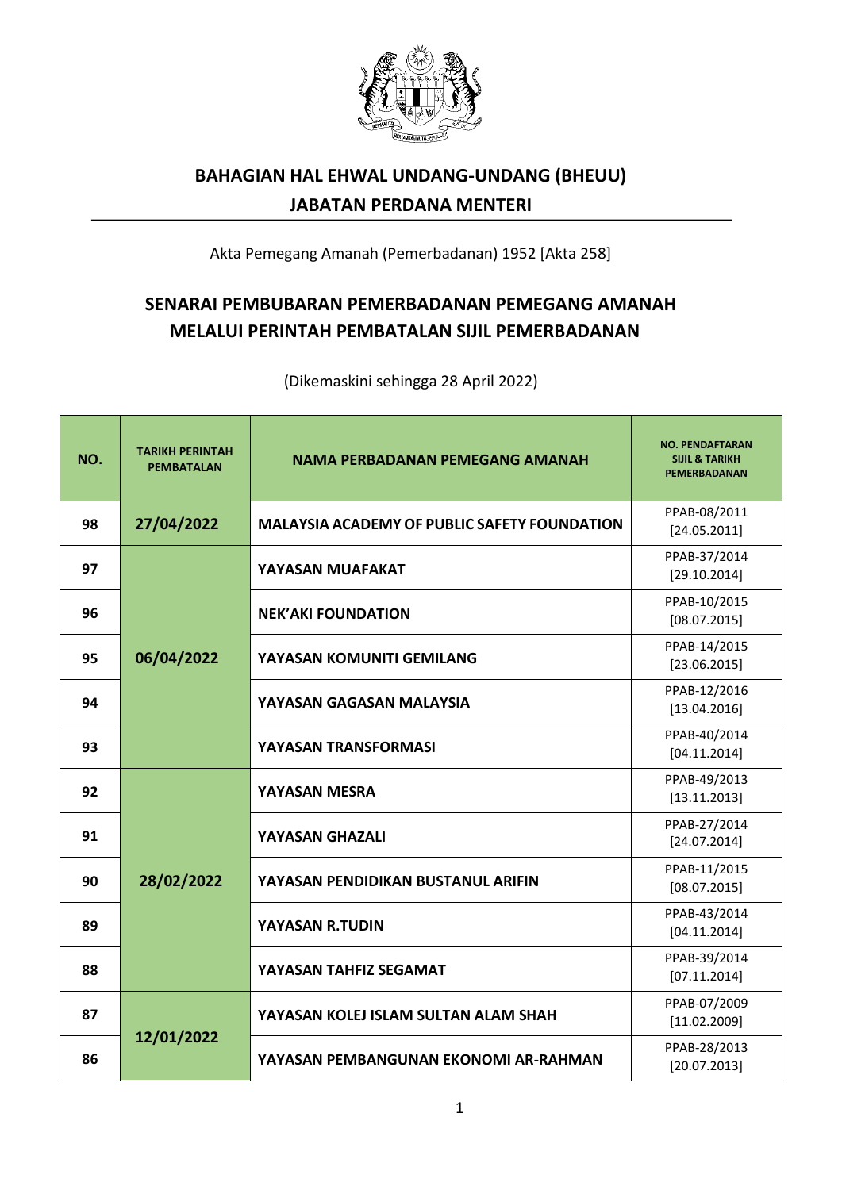## BAHAGIAN HAL EHWAL UNDANG-UNDANG (BHEUU)
## JABATAN PERDANA MENTERI

Akta Pemegang Amanah (Pemerbadanan) 1952 [Akta 258]

# SENARAI PEMBUBARAN PEMERBADANAN PEMEGANG AMANAH MELALUI PERINTAH PEMBATALAN SIJIL PEMERBADANAN

(Dikemaskini sehingga 28 April 2022)

| NO. | TARIKH PERINTAH PEMBATALAN | NAMA PERBADANAN PEMEGANG AMANAH | NO. PENDAFTARAN SIJIL & TARIKH PEMERBADANAN |
|---|---|---|---|
| 98 | 27/04/2022 | MALAYSIA ACADEMY OF PUBLIC SAFETY FOUNDATION | PPAB-08/2011 [24.05.2011] |
| 97 | 06/04/2022 | YAYASAN MUAFAKAT | PPAB-37/2014 [29.10.2014] |
| 96 | | NEK'AKI FOUNDATION | PPAB-10/2015 [08.07.2015] |
| 95 | | YAYASAN KOMUNITI GEMILANG | PPAB-14/2015 [23.06.2015] |
| 94 | | YAYASAN GAGASAN MALAYSIA | PPAB-12/2016 [13.04.2016] |
| 93 | | YAYASAN TRANSFORMASI | PPAB-40/2014 [04.11.2014] |
| 92 | 28/02/2022 | YAYASAN MESRA | PPAB-49/2013 [13.11.2013] |
| 91 | | YAYASAN GHAZALI | PPAB-27/2014 [24.07.2014] |
| 90 | | YAYASAN PENDIDIKAN BUSTANUL ARIFIN | PPAB-11/2015 [08.07.2015] |
| 89 | | YAYASAN R.TUDIN | PPAB-43/2014 [04.11.2014] |
| 88 | | YAYASAN TAHFIZ SEGAMAT | PPAB-39/2014 [07.11.2014] |
| 87 | 12/01/2022 | YAYASAN KOLEJ ISLAM SULTAN ALAM SHAH | PPAB-07/2009 [11.02.2009] |
| 86 | | YAYASAN PEMBANGUNAN EKONOMI AR-RAHMAN | PPAB-28/2013 [20.07.2013] |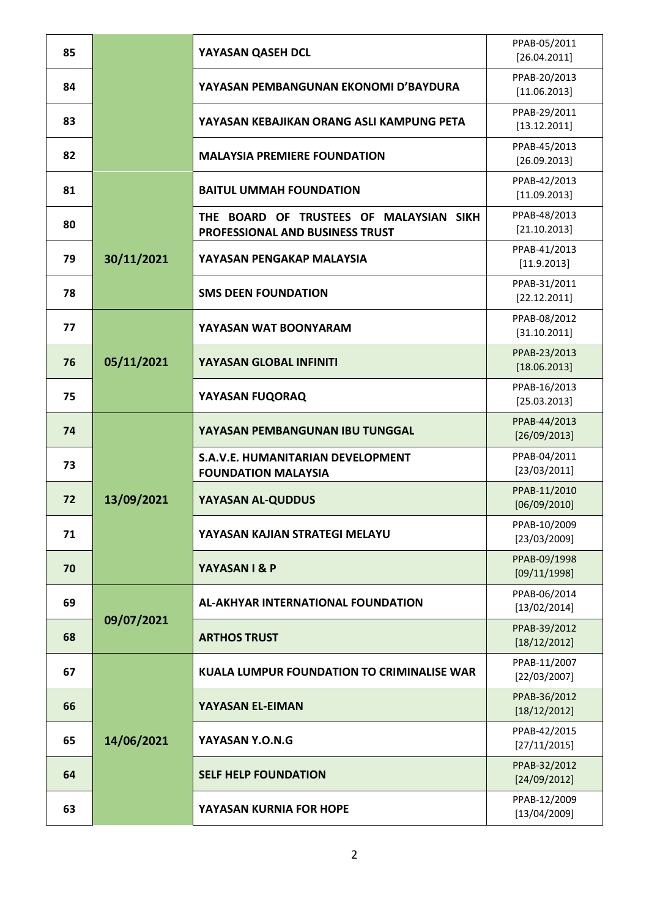| | | | |
|---|---|---|---|
| 85 | | YAYASAN QASEH DCL | PPAB-05/2011 [26.04.2011] |
| 84 | | YAYASAN PEMBANGUNAN EKONOMI D'BAYDURA | PPAB-20/2013 [11.06.2013] |
| 83 | | YAYASAN KEBAJIKAN ORANG ASLI KAMPUNG PETA | PPAB-29/2011 [13.12.2011] |
| 82 | | MALAYSIA PREMIERE FOUNDATION | PPAB-45/2013 [26.09.2013] |
| 81 | 30/11/2021 | BAITUL UMMAH FOUNDATION | PPAB-42/2013 [11.09.2013] |
| 80 | | THE BOARD OF TRUSTEES OF MALAYSIAN SIKH PROFESSIONAL AND BUSINESS TRUST | PPAB-48/2013 [21.10.2013] |
| 79 | | YAYASAN PENGAKAP MALAYSIA | PPAB-41/2013 [11.9.2013] |
| 78 | | SMS DEEN FOUNDATION | PPAB-31/2011 [22.12.2011] |
| 77 | 05/11/2021 | YAYASAN WAT BOONYARAM | PPAB-08/2012 [31.10.2011] |
| 76 | | YAYASAN GLOBAL INFINITI | PPAB-23/2013 [18.06.2013] |
| 75 | | YAYASAN FUQORAQ | PPAB-16/2013 [25.03.2013] |
| 74 | 13/09/2021 | YAYASAN PEMBANGUNAN IBU TUNGGAL | PPAB-44/2013 [26/09/2013] |
| 73 | | S.A.V.E. HUMANITARIAN DEVELOPMENT FOUNDATION MALAYSIA | PPAB-04/2011 [23/03/2011] |
| 72 | | YAYASAN AL-QUDDUS | PPAB-11/2010 [06/09/2010] |
| 71 | | YAYASAN KAJIAN STRATEGI MELAYU | PPAB-10/2009 [23/03/2009] |
| 70 | | YAYASAN I & P | PPAB-09/1998 [09/11/1998] |
| 69 | 09/07/2021 | AL-AKHYAR INTERNATIONAL FOUNDATION | PPAB-06/2014 [13/02/2014] |
| 68 | | ARTHOS TRUST | PPAB-39/2012 [18/12/2012] |
| 67 | 14/06/2021 | KUALA LUMPUR FOUNDATION TO CRIMINALISE WAR | PPAB-11/2007 [22/03/2007] |
| 66 | | YAYASAN EL-EIMAN | PPAB-36/2012 [18/12/2012] |
| 65 | | YAYASAN Y.O.N.G | PPAB-42/2015 [27/11/2015] |
| 64 | | SELF HELP FOUNDATION | PPAB-32/2012 [24/09/2012] |
| 63 | | YAYASAN KURNIA FOR HOPE | PPAB-12/2009 [13/04/2009] |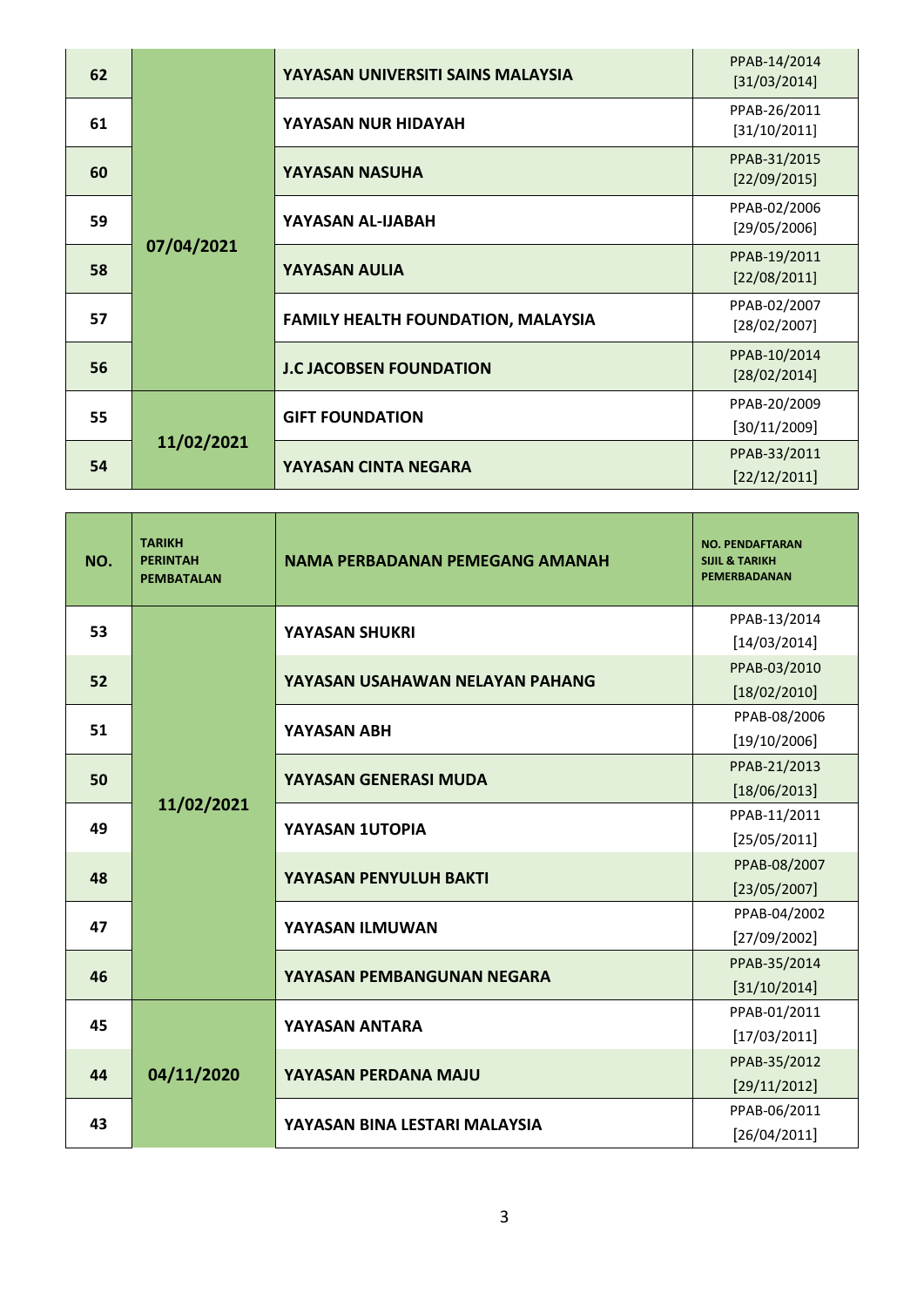| NO. | TARIKH PERINTAH PEMBATALAN | NAMA PERBADANAN PEMEGANG AMANAH | NO. PENDAFTARAN SIJIL & TARIKH PEMERBADANAN |
|---|---|---|---|
| 62 | 07/04/2021 | YAYASAN UNIVERSITI SAINS MALAYSIA | PPAB-14/2014 [31/03/2014] |
| 61 | | YAYASAN NUR HIDAYAH | PPAB-26/2011 [31/10/2011] |
| 60 | | YAYASAN NASUHA | PPAB-31/2015 [22/09/2015] |
| 59 | | YAYASAN AL-IJABAH | PPAB-02/2006 [29/05/2006] |
| 58 | | YAYASAN AULIA | PPAB-19/2011 [22/08/2011] |
| 57 | | FAMILY HEALTH FOUNDATION, MALAYSIA | PPAB-02/2007 [28/02/2007] |
| 56 | | J.C JACOBSEN FOUNDATION | PPAB-10/2014 [28/02/2014] |
| 55 | 11/02/2021 | GIFT FOUNDATION | PPAB-20/2009 [30/11/2009] |
| 54 | | YAYASAN CINTA NEGARA | PPAB-33/2011 [22/12/2011] |
| 53 | 11/02/2021 | YAYASAN SHUKRI | PPAB-13/2014 [14/03/2014] |
| 52 | | YAYASAN USAHAWAN NELAYAN PAHANG | PPAB-03/2010 [18/02/2010] |
| 51 | | YAYASAN ABH | PPAB-08/2006 [19/10/2006] |
| 50 | | YAYASAN GENERASI MUDA | PPAB-21/2013 [18/06/2013] |
| 49 | | YAYASAN 1UTOPIA | PPAB-11/2011 [25/05/2011] |
| 48 | | YAYASAN PENYULUH BAKTI | PPAB-08/2007 [23/05/2007] |
| 47 | | YAYASAN ILMUWAN | PPAB-04/2002 [27/09/2002] |
| 46 | | YAYASAN PEMBANGUNAN NEGARA | PPAB-35/2014 [31/10/2014] |
| 45 | 04/11/2020 | YAYASAN ANTARA | PPAB-01/2011 [17/03/2011] |
| 44 | | YAYASAN PERDANA MAJU | PPAB-35/2012 [29/11/2012] |
| 43 | | YAYASAN BINA LESTARI MALAYSIA | PPAB-06/2011 [26/04/2011] |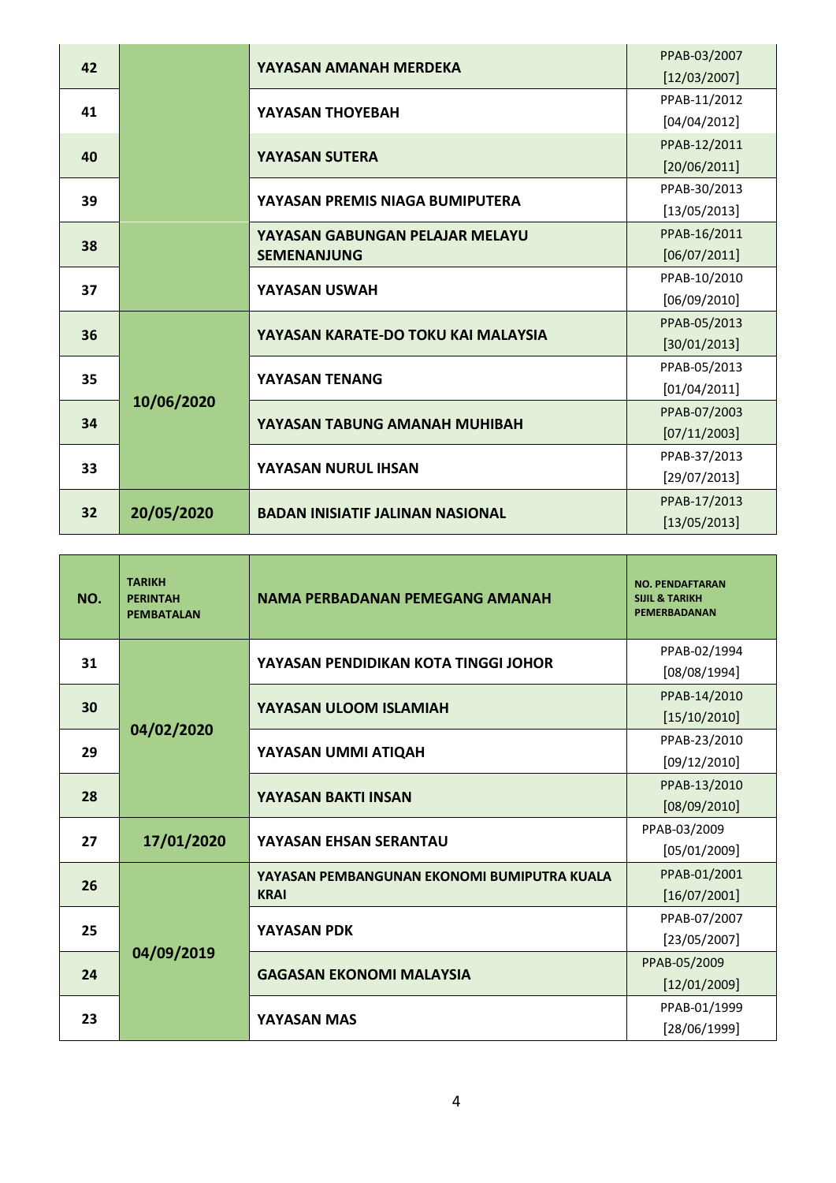| NO. | TARIKH PERINTAH PEMBATALAN | NAMA PERBADANAN PEMEGANG AMANAH | NO. PENDAFTARAN SIJIL & TARIKH PEMERBADANAN |
|---|---|---|---|
| 42 | | YAYASAN AMANAH MERDEKA | PPAB-03/2007 [12/03/2007] |
| 41 | | YAYASAN THOYEBAH | PPAB-11/2012 [04/04/2012] |
| 40 | | YAYASAN SUTERA | PPAB-12/2011 [20/06/2011] |
| 39 | | YAYASAN PREMIS NIAGA BUMIPUTERA | PPAB-30/2013 [13/05/2013] |
| 38 | | YAYASAN GABUNGAN PELAJAR MELAYU SEMENANJUNG | PPAB-16/2011 [06/07/2011] |
| 37 | | YAYASAN USWAH | PPAB-10/2010 [06/09/2010] |
| 36 | 10/06/2020 | YAYASAN KARATE-DO TOKU KAI MALAYSIA | PPAB-05/2013 [30/01/2013] |
| 35 | | YAYASAN TENANG | PPAB-05/2013 [01/04/2011] |
| 34 | | YAYASAN TABUNG AMANAH MUHIBAH | PPAB-07/2003 [07/11/2003] |
| 33 | | YAYASAN NURUL IHSAN | PPAB-37/2013 [29/07/2013] |
| 32 | 20/05/2020 | BADAN INISIATIF JALINAN NASIONAL | PPAB-17/2013 [13/05/2013] |

| NO. | TARIKH PERINTAH PEMBATALAN | NAMA PERBADANAN PEMEGANG AMANAH | NO. PENDAFTARAN SIJIL & TARIKH PEMERBADANAN |
|---|---|---|---|
| 31 | 04/02/2020 | YAYASAN PENDIDIKAN KOTA TINGGI JOHOR | PPAB-02/1994 [08/08/1994] |
| 30 | | YAYASAN ULOOM ISLAMIAH | PPAB-14/2010 [15/10/2010] |
| 29 | | YAYASAN UMMI ATIQAH | PPAB-23/2010 [09/12/2010] |
| 28 | | YAYASAN BAKTI INSAN | PPAB-13/2010 [08/09/2010] |
| 27 | 17/01/2020 | YAYASAN EHSAN SERANTAU | PPAB-03/2009 [05/01/2009] |
| 26 | 04/09/2019 | YAYASAN PEMBANGUNAN EKONOMI BUMIPUTRA KUALA KRAI | PPAB-01/2001 [16/07/2001] |
| 25 | | YAYASAN PDK | PPAB-07/2007 [23/05/2007] |
| 24 | | GAGASAN EKONOMI MALAYSIA | PPAB-05/2009 [12/01/2009] |
| 23 | | YAYASAN MAS | PPAB-01/1999 [28/06/1999] |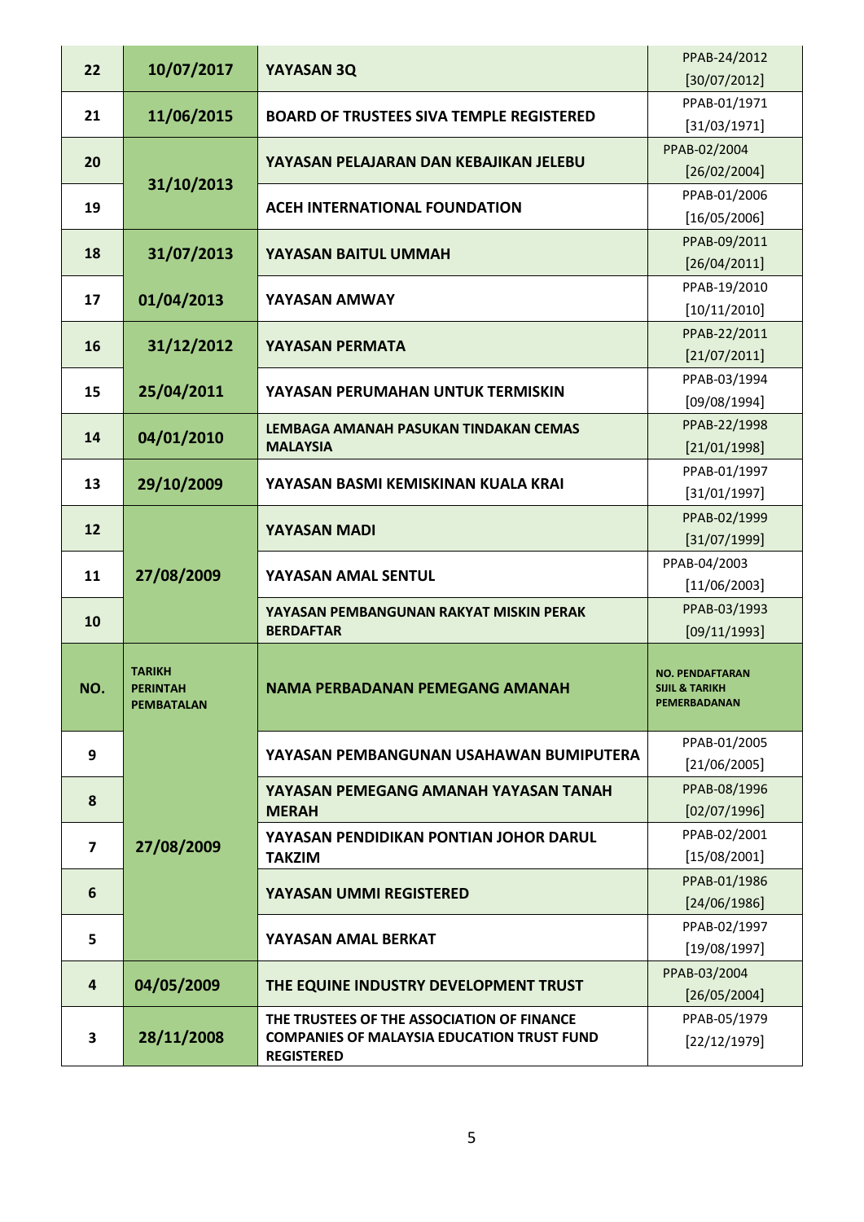| 22 | 10/07/2017 | YAYASAN 3Q | PPAB-24/2012 [30/07/2012] |
|---|---|---|---|
| 21 | 11/06/2015 | BOARD OF TRUSTEES SIVA TEMPLE REGISTERED | PPAB-01/1971 [31/03/1971] |
| 20 | 31/10/2013 | YAYASAN PELAJARAN DAN KEBAJIKAN JELEBU | PPAB-02/2004 [26/02/2004] |
| 19 | | ACEH INTERNATIONAL FOUNDATION | PPAB-01/2006 [16/05/2006] |
| 18 | 31/07/2013 | YAYASAN BAITUL UMMAH | PPAB-09/2011 [26/04/2011] |
| 17 | 01/04/2013 | YAYASAN AMWAY | PPAB-19/2010 [10/11/2010] |
| 16 | 31/12/2012 | YAYASAN PERMATA | PPAB-22/2011 [21/07/2011] |
| 15 | 25/04/2011 | YAYASAN PERUMAHAN UNTUK TERMISKIN | PPAB-03/1994 [09/08/1994] |
| 14 | 04/01/2010 | LEMBAGA AMANAH PASUKAN TINDAKAN CEMAS MALAYSIA | PPAB-22/1998 [21/01/1998] |
| 13 | 29/10/2009 | YAYASAN BASMI KEMISKINAN KUALA KRAI | PPAB-01/1997 [31/01/1997] |
| 12 | 27/08/2009 | YAYASAN MADI | PPAB-02/1999 [31/07/1999] |
| 11 | | YAYASAN AMAL SENTUL | PPAB-04/2003 [11/06/2003] |
| 10 | | YAYASAN PEMBANGUNAN RAKYAT MISKIN PERAK BERDAFTAR | PPAB-03/1993 [09/11/1993] |

| NO. | TARIKH PERINTAH PEMBATALAN | NAMA PERBADANAN PEMEGANG AMANAH | NO. PENDAFTARAN SIJIL & TARIKH PEMERBADANAN |
|---|---|---|---|
| 9 | 27/08/2009 | YAYASAN PEMBANGUNAN USAHAWAN BUMIPUTERA | PPAB-01/2005 [21/06/2005] |
| 8 | | YAYASAN PEMEGANG AMANAH YAYASAN TANAH MERAH | PPAB-08/1996 [02/07/1996] |
| 7 | | YAYASAN PENDIDIKAN PONTIAN JOHOR DARUL TAKZIM | PPAB-02/2001 [15/08/2001] |
| 6 | | YAYASAN UMMI REGISTERED | PPAB-01/1986 [24/06/1986] |
| 5 | | YAYASAN AMAL BERKAT | PPAB-02/1997 [19/08/1997] |
| 4 | 04/05/2009 | THE EQUINE INDUSTRY DEVELOPMENT TRUST | PPAB-03/2004 [26/05/2004] |
| 3 | 28/11/2008 | THE TRUSTEES OF THE ASSOCIATION OF FINANCE COMPANIES OF MALAYSIA EDUCATION TRUST FUND REGISTERED | PPAB-05/1979 [22/12/1979] |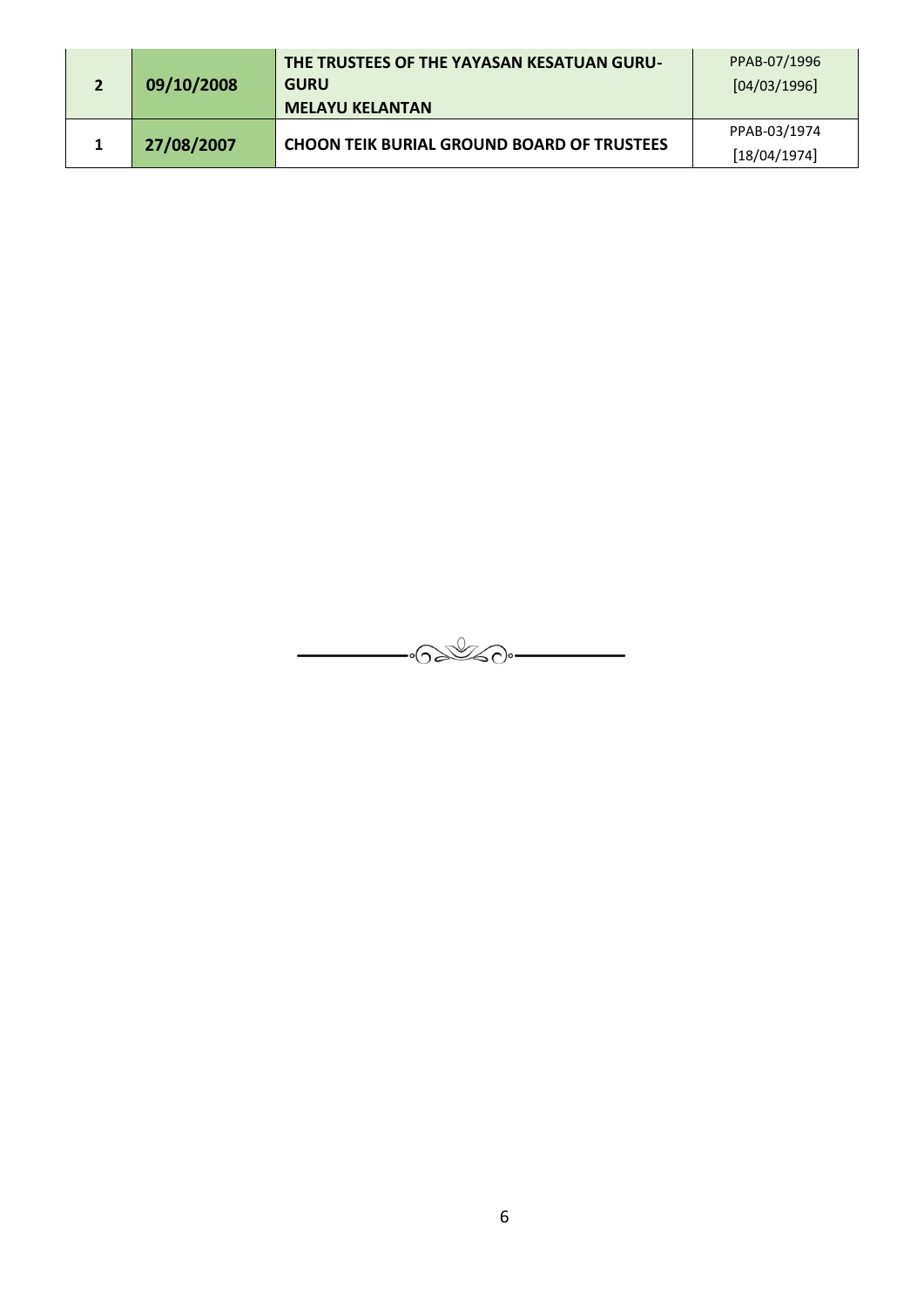| | | | |
|---|---|---|---|
| **2** | **09/10/2008** | **THE TRUSTEES OF THE YAYASAN KESATUAN GURU-GURU MELAYU KELANTAN** | PPAB-07/1996 [04/03/1996] |
| **1** | **27/08/2007** | **CHOON TEIK BURIAL GROUND BOARD OF TRUSTEES** | PPAB-03/1974 [18/04/1974] |